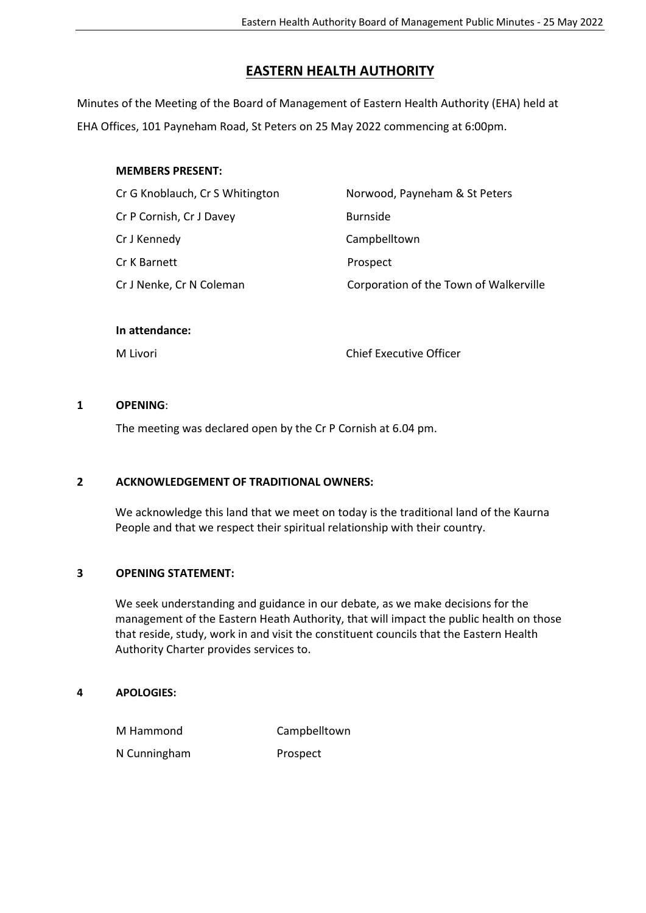# EASTERN HEALTH AUTHORITY

Minutes of the Meeting of the Board of Management of Eastern Health Authority (EHA) held at EHA Offices, 101 Payneham Road, St Peters on 25 May 2022 commencing at 6:00pm.

**MEMBERS PRESENT:**

| | |
|---|---|
| Cr G Knoblauch, Cr S Whitington | Norwood, Payneham & St Peters |
| Cr P Cornish, Cr J Davey | Burnside |
| Cr J Kennedy | Campbelltown |
| Cr K Barnett | Prospect |
| Cr J Nenke, Cr N Coleman | Corporation of the Town of Walkerville |

**In attendance:**

| | |
|---|---|
| M Livori | Chief Executive Officer |

## 1 OPENING:

The meeting was declared open by the Cr P Cornish at 6.04 pm.

## 2 ACKNOWLEDGEMENT OF TRADITIONAL OWNERS:

We acknowledge this land that we meet on today is the traditional land of the Kaurna People and that we respect their spiritual relationship with their country.

## 3 OPENING STATEMENT:

We seek understanding and guidance in our debate, as we make decisions for the management of the Eastern Heath Authority, that will impact the public health on those that reside, study, work in and visit the constituent councils that the Eastern Health Authority Charter provides services to.

## 4 APOLOGIES:

| | |
|---|---|
| M Hammond | Campbelltown |
| N Cunningham | Prospect |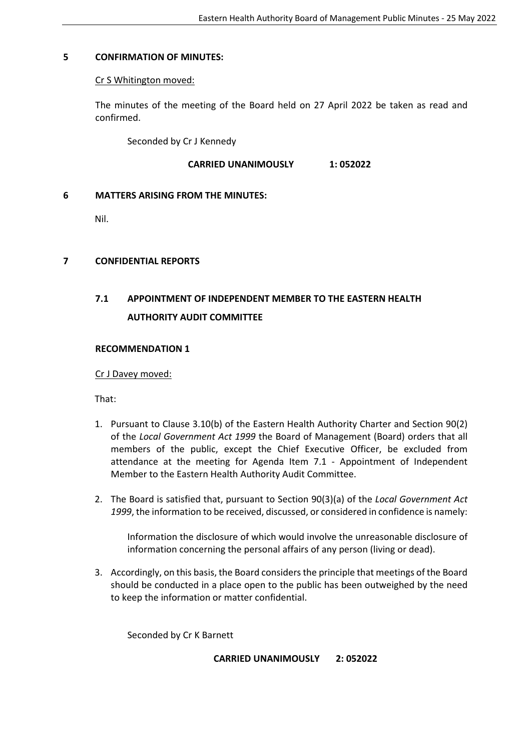## 5 CONFIRMATION OF MINUTES:

Cr S Whitington moved:

The minutes of the meeting of the Board held on 27 April 2022 be taken as read and confirmed.

Seconded by Cr J Kennedy

**CARRIED UNANIMOUSLY 1: 052022**

## 6 MATTERS ARISING FROM THE MINUTES:

Nil.

## 7 CONFIDENTIAL REPORTS

### 7.1 APPOINTMENT OF INDEPENDENT MEMBER TO THE EASTERN HEALTH AUTHORITY AUDIT COMMITTEE

**RECOMMENDATION 1**

Cr J Davey moved:

That:

1. Pursuant to Clause 3.10(b) of the Eastern Health Authority Charter and Section 90(2) of the *Local Government Act 1999* the Board of Management (Board) orders that all members of the public, except the Chief Executive Officer, be excluded from attendance at the meeting for Agenda Item 7.1 - Appointment of Independent Member to the Eastern Health Authority Audit Committee.

2. The Board is satisfied that, pursuant to Section 90(3)(a) of the *Local Government Act 1999*, the information to be received, discussed, or considered in confidence is namely:

   Information the disclosure of which would involve the unreasonable disclosure of information concerning the personal affairs of any person (living or dead).

3. Accordingly, on this basis, the Board considers the principle that meetings of the Board should be conducted in a place open to the public has been outweighed by the need to keep the information or matter confidential.

Seconded by Cr K Barnett

**CARRIED UNANIMOUSLY 2: 052022**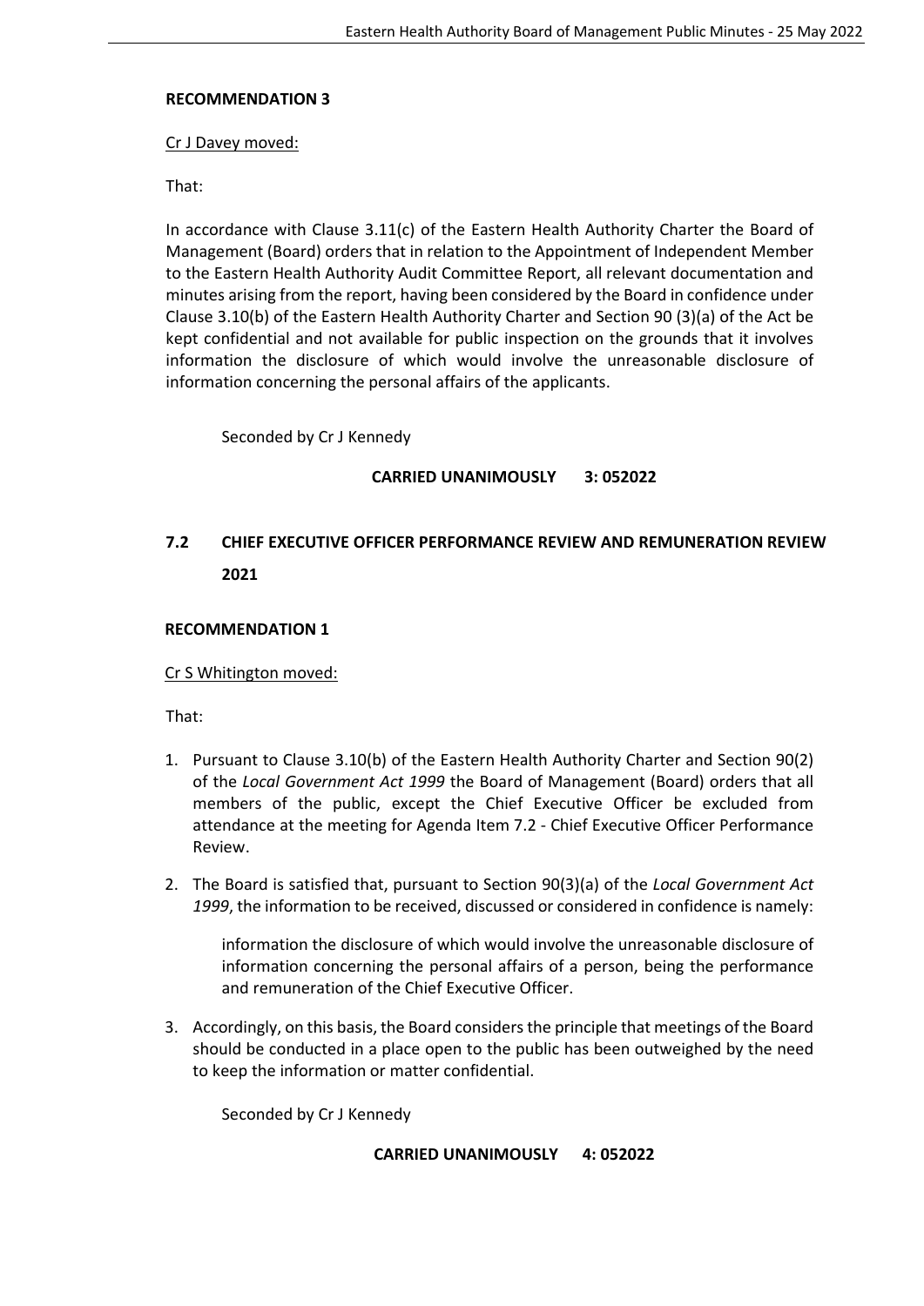**RECOMMENDATION 3**

Cr J Davey moved:

That:

In accordance with Clause 3.11(c) of the Eastern Health Authority Charter the Board of Management (Board) orders that in relation to the Appointment of Independent Member to the Eastern Health Authority Audit Committee Report, all relevant documentation and minutes arising from the report, having been considered by the Board in confidence under Clause 3.10(b) of the Eastern Health Authority Charter and Section 90 (3)(a) of the Act be kept confidential and not available for public inspection on the grounds that it involves information the disclosure of which would involve the unreasonable disclosure of information concerning the personal affairs of the applicants.

Seconded by Cr J Kennedy

**CARRIED UNANIMOUSLY 3: 052022**

## 7.2 CHIEF EXECUTIVE OFFICER PERFORMANCE REVIEW AND REMUNERATION REVIEW 2021

**RECOMMENDATION 1**

Cr S Whitington moved:

That:

1. Pursuant to Clause 3.10(b) of the Eastern Health Authority Charter and Section 90(2) of the *Local Government Act 1999* the Board of Management (Board) orders that all members of the public, except the Chief Executive Officer be excluded from attendance at the meeting for Agenda Item 7.2 - Chief Executive Officer Performance Review.
2. The Board is satisfied that, pursuant to Section 90(3)(a) of the *Local Government Act 1999*, the information to be received, discussed or considered in confidence is namely:

   information the disclosure of which would involve the unreasonable disclosure of information concerning the personal affairs of a person, being the performance and remuneration of the Chief Executive Officer.
3. Accordingly, on this basis, the Board considers the principle that meetings of the Board should be conducted in a place open to the public has been outweighed by the need to keep the information or matter confidential.

Seconded by Cr J Kennedy

**CARRIED UNANIMOUSLY 4: 052022**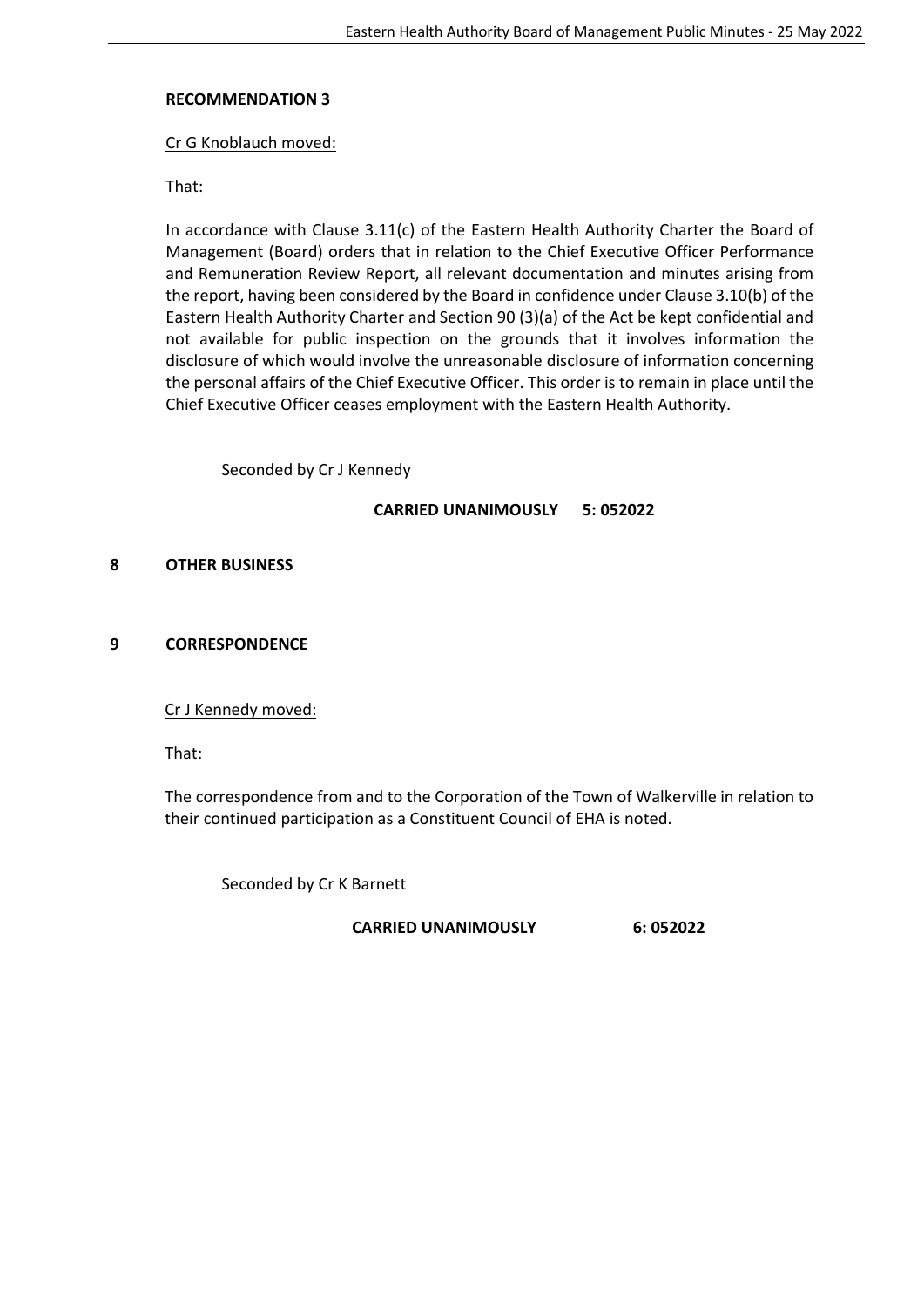**RECOMMENDATION 3**

Cr G Knoblauch moved:

That:

In accordance with Clause 3.11(c) of the Eastern Health Authority Charter the Board of Management (Board) orders that in relation to the Chief Executive Officer Performance and Remuneration Review Report, all relevant documentation and minutes arising from the report, having been considered by the Board in confidence under Clause 3.10(b) of the Eastern Health Authority Charter and Section 90 (3)(a) of the Act be kept confidential and not available for public inspection on the grounds that it involves information the disclosure of which would involve the unreasonable disclosure of information concerning the personal affairs of the Chief Executive Officer. This order is to remain in place until the Chief Executive Officer ceases employment with the Eastern Health Authority.

Seconded by Cr J Kennedy

**CARRIED UNANIMOUSLY 5: 052022**

## 8 OTHER BUSINESS

## 9 CORRESPONDENCE

Cr J Kennedy moved:

That:

The correspondence from and to the Corporation of the Town of Walkerville in relation to their continued participation as a Constituent Council of EHA is noted.

Seconded by Cr K Barnett

**CARRIED UNANIMOUSLY 6: 052022**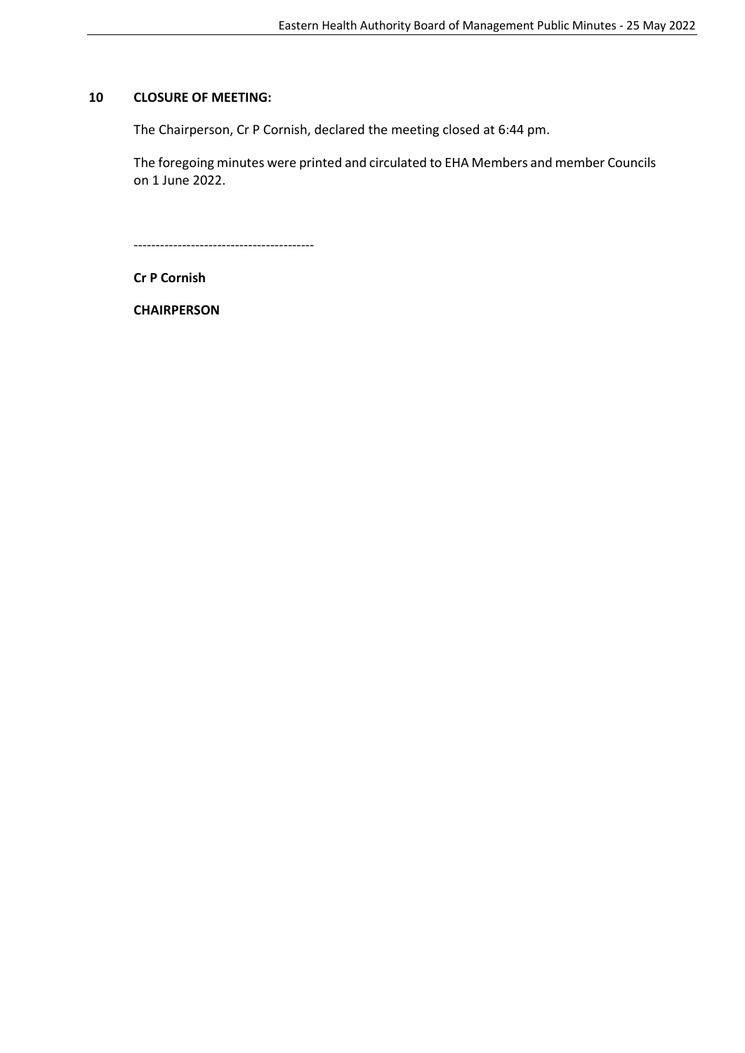## 10 CLOSURE OF MEETING:

The Chairperson, Cr P Cornish, declared the meeting closed at 6:44 pm.

The foregoing minutes were printed and circulated to EHA Members and member Councils on 1 June 2022.

-----------------------------------------

**Cr P Cornish**

**CHAIRPERSON**